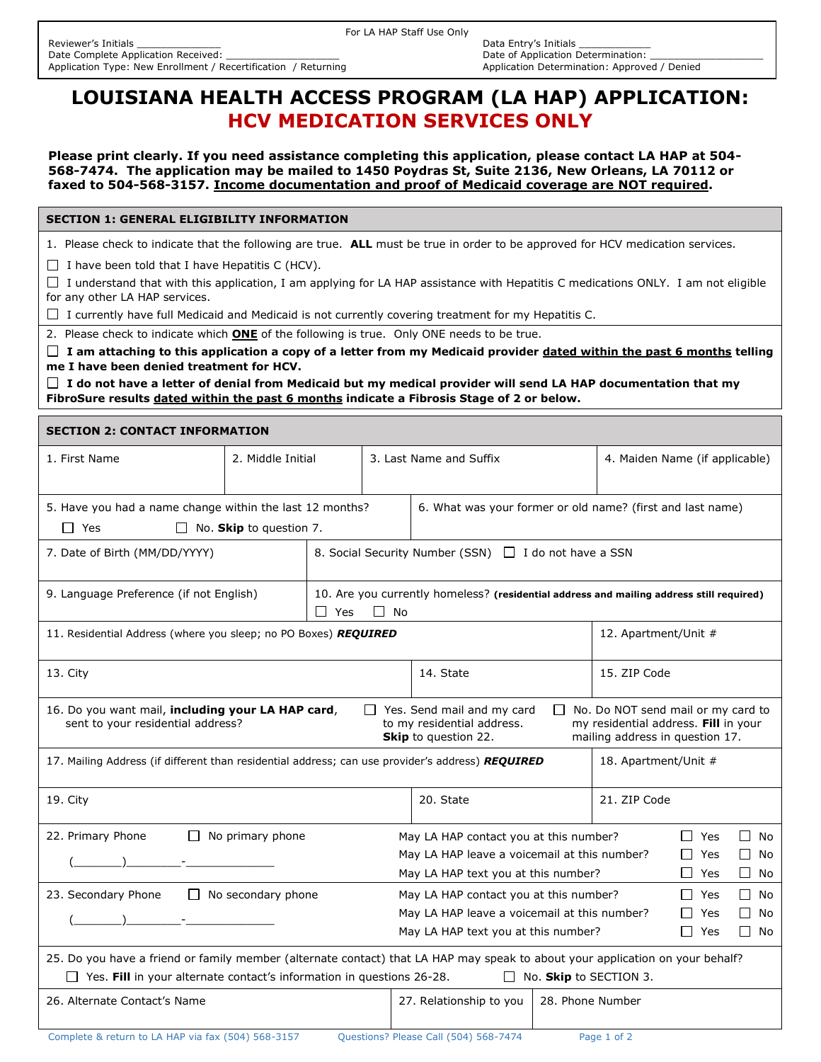For LA HAP Staff Use Only

Reviewer's Initials _______________
Date Complete Application Received: ____________________
Application Type: New Enrollment / Recertification / Returning

Data Entry's Initials _____________
Date of Application Determination: ____________________
Application Determination: Approved / Denied

# LOUISIANA HEALTH ACCESS PROGRAM (LA HAP) APPLICATION: HCV MEDICATION SERVICES ONLY

**Please print clearly. If you need assistance completing this application, please contact LA HAP at 504-568-7474. The application may be mailed to 1450 Poydras St, Suite 2136, New Orleans, LA 70112 or faxed to 504-568-3157. Income documentation and proof of Medicaid coverage are NOT required.**

## SECTION 1: GENERAL ELIGIBILITY INFORMATION

1. Please check to indicate that the following are true. **ALL** must be true in order to be approved for HCV medication services.

- ☐ I have been told that I have Hepatitis C (HCV).
- ☐ I understand that with this application, I am applying for LA HAP assistance with Hepatitis C medications ONLY. I am not eligible for any other LA HAP services.
- ☐ I currently have full Medicaid and Medicaid is not currently covering treatment for my Hepatitis C.

2. Please check to indicate which **ONE** of the following is true. Only ONE needs to be true.

- ☐ **I am attaching to this application a copy of a letter from my Medicaid provider dated within the past 6 months telling me I have been denied treatment for HCV.**
- ☐ **I do not have a letter of denial from Medicaid but my medical provider will send LA HAP documentation that my FibroSure results dated within the past 6 months indicate a Fibrosis Stage of 2 or below.**

## SECTION 2: CONTACT INFORMATION

| 1. First Name | 2. Middle Initial | 3. Last Name and Suffix | 4. Maiden Name (if applicable) |
|---|---|---|---|
| | | | |

| 5. Have you had a name change within the last 12 months? ☐ Yes ☐ No. **Skip** to question 7. | 6. What was your former or old name? (first and last name) |
|---|---|

| 7. Date of Birth (MM/DD/YYYY) | 8. Social Security Number (SSN) ☐ I do not have a SSN |
|---|---|
| **9. Language Preference (if not English)** | **10. Are you currently homeless? (residential address and mailing address still required)** ☐ Yes ☐ No |

| 11. Residential Address (where you sleep; no PO Boxes) ***REQUIRED*** | | 12. Apartment/Unit # |
|---|---|---|
| 13. City | 14. State | 15. ZIP Code |

16. Do you want mail, **including your LA HAP card**, sent to your residential address?
☐ Yes. Send mail and my card to my residential address. **Skip** to question 22.
☐ No. Do NOT send mail or my card to my residential address. **Fill** in your mailing address in question 17.

| 17. Mailing Address (if different than residential address; can use provider's address) ***REQUIRED*** | | 18. Apartment/Unit # |
|---|---|---|
| 19. City | 20. State | 21. ZIP Code |

| Phone | Question | Yes | No |
|---|---|---|---|
| 22. Primary Phone ☐ No primary phone (_______)________-_____________ | May LA HAP contact you at this number? | ☐ | ☐ |
| | May LA HAP leave a voicemail at this number? | ☐ | ☐ |
| | May LA HAP text you at this number? | ☐ | ☐ |
| 23. Secondary Phone ☐ No secondary phone (_______)________-_____________ | May LA HAP contact you at this number? | ☐ | ☐ |
| | May LA HAP leave a voicemail at this number? | ☐ | ☐ |
| | May LA HAP text you at this number? | ☐ | ☐ |

25. Do you have a friend or family member (alternate contact) that LA HAP may speak to about your application on your behalf?
☐ Yes. **Fill** in your alternate contact's information in questions 26-28. ☐ No. **Skip** to SECTION 3.

| 26. Alternate Contact's Name | 27. Relationship to you | 28. Phone Number |
|---|---|---|
| | | |

Complete & return to LA HAP via fax (504) 568-3157 Questions? Please Call (504) 568-7474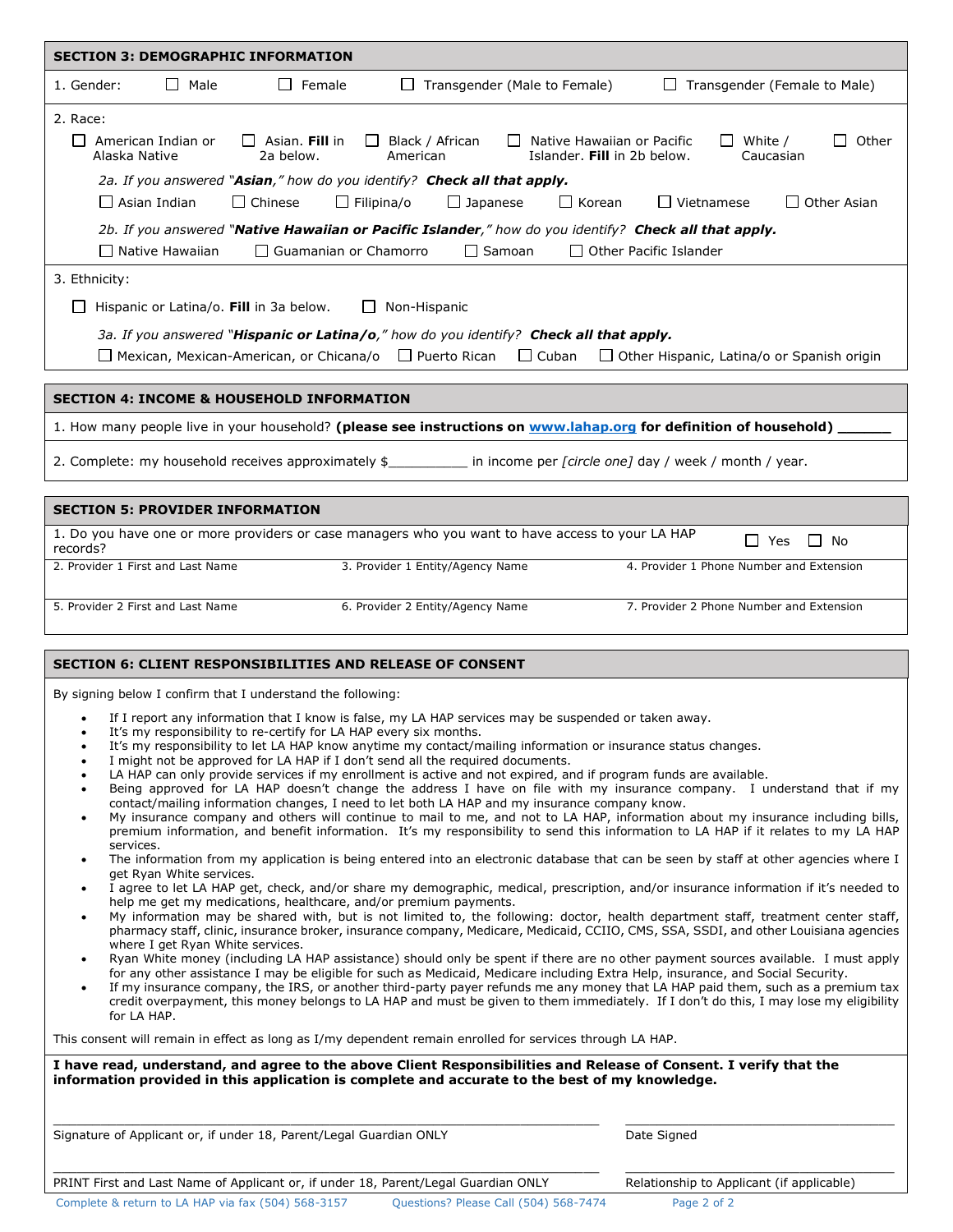## SECTION 3: DEMOGRAPHIC INFORMATION

1. Gender: ☐ Male ☐ Female ☐ Transgender (Male to Female) ☐ Transgender (Female to Male)

2. Race:

☐ American Indian or Alaska Native ☐ Asian. **Fill** in 2a below. ☐ Black / African American ☐ Native Hawaiian or Pacific Islander. **Fill** in 2b below. ☐ White / Caucasian ☐ Other

*2a. If you answered "**Asian**," how do you identify?* ***Check all that apply.***

☐ Asian Indian ☐ Chinese ☐ Filipina/o ☐ Japanese ☐ Korean ☐ Vietnamese ☐ Other Asian

*2b. If you answered "**Native Hawaiian or Pacific Islander**," how do you identify?* ***Check all that apply.***

☐ Native Hawaiian ☐ Guamanian or Chamorro ☐ Samoan ☐ Other Pacific Islander

3. Ethnicity:

☐ Hispanic or Latina/o. **Fill** in 3a below. ☐ Non-Hispanic

*3a. If you answered "**Hispanic or Latina/o**," how do you identify?* ***Check all that apply.***

☐ Mexican, Mexican-American, or Chicana/o ☐ Puerto Rican ☐ Cuban ☐ Other Hispanic, Latina/o or Spanish origin

## SECTION 4: INCOME & HOUSEHOLD INFORMATION

1. How many people live in your household? **(please see instructions on www.lahap.org for definition of household)** ______

2. Complete: my household receives approximately $__________ in income per *[circle one]* day / week / month / year.

## SECTION 5: PROVIDER INFORMATION

1. Do you have one or more providers or case managers who you want to have access to your LA HAP records? ☐ Yes ☐ No

| 2. Provider 1 First and Last Name | 3. Provider 1 Entity/Agency Name | 4. Provider 1 Phone Number and Extension |
|---|---|---|
| 5. Provider 2 First and Last Name | 6. Provider 2 Entity/Agency Name | 7. Provider 2 Phone Number and Extension |

## SECTION 6: CLIENT RESPONSIBILITIES AND RELEASE OF CONSENT

By signing below I confirm that I understand the following:

- If I report any information that I know is false, my LA HAP services may be suspended or taken away.
- It's my responsibility to re-certify for LA HAP every six months.
- It's my responsibility to let LA HAP know anytime my contact/mailing information or insurance status changes.
- I might not be approved for LA HAP if I don't send all the required documents.
- LA HAP can only provide services if my enrollment is active and not expired, and if program funds are available.
- Being approved for LA HAP doesn't change the address I have on file with my insurance company. I understand that if my contact/mailing information changes, I need to let both LA HAP and my insurance company know.
- My insurance company and others will continue to mail to me, and not to LA HAP, information about my insurance including bills, premium information, and benefit information. It's my responsibility to send this information to LA HAP if it relates to my LA HAP services.
- The information from my application is being entered into an electronic database that can be seen by staff at other agencies where I get Ryan White services.
- I agree to let LA HAP get, check, and/or share my demographic, medical, prescription, and/or insurance information if it's needed to help me get my medications, healthcare, and/or premium payments.
- My information may be shared with, but is not limited to, the following: doctor, health department staff, treatment center staff, pharmacy staff, clinic, insurance broker, insurance company, Medicare, Medicaid, CCIIO, CMS, SSA, SSDI, and other Louisiana agencies where I get Ryan White services.
- Ryan White money (including LA HAP assistance) should only be spent if there are no other payment sources available. I must apply for any other assistance I may be eligible for such as Medicaid, Medicare including Extra Help, insurance, and Social Security.
- If my insurance company, the IRS, or another third-party payer refunds me any money that LA HAP paid them, such as a premium tax credit overpayment, this money belongs to LA HAP and must be given to them immediately. If I don't do this, I may lose my eligibility for LA HAP.

This consent will remain in effect as long as I/my dependent remain enrolled for services through LA HAP.

**I have read, understand, and agree to the above Client Responsibilities and Release of Consent. I verify that the information provided in this application is complete and accurate to the best of my knowledge.**

_______________________________________________ Signature of Applicant or, if under 18, Parent/Legal Guardian ONLY

_______________________ Date Signed

_______________________________________________ PRINT First and Last Name of Applicant or, if under 18, Parent/Legal Guardian ONLY

_______________________ Relationship to Applicant (if applicable)

Complete & return to LA HAP via fax (504) 568-3157 Questions? Please Call (504) 568-7474